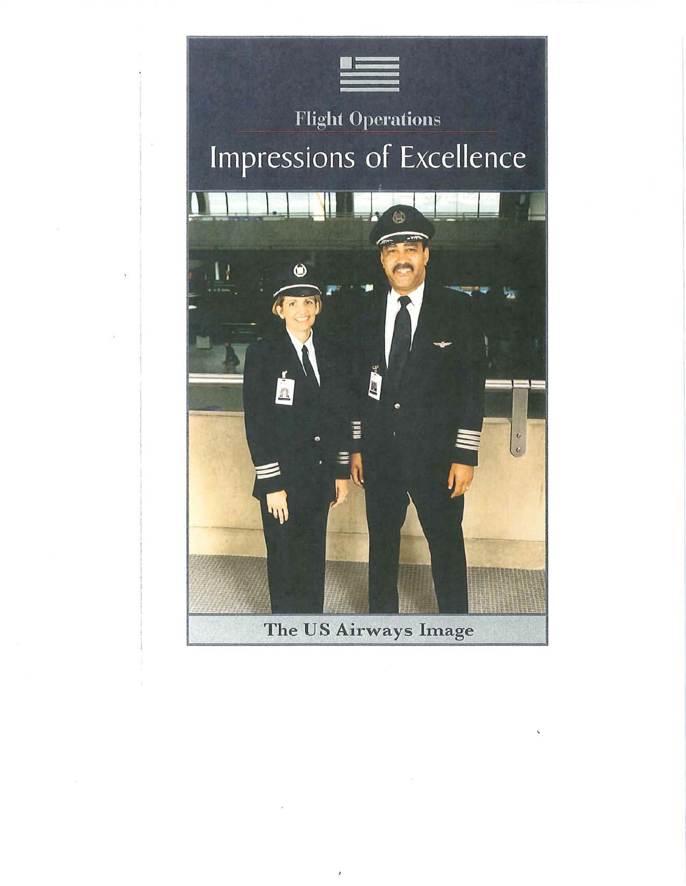Flight Operations

# Impressions of Excellence

The US Airways Image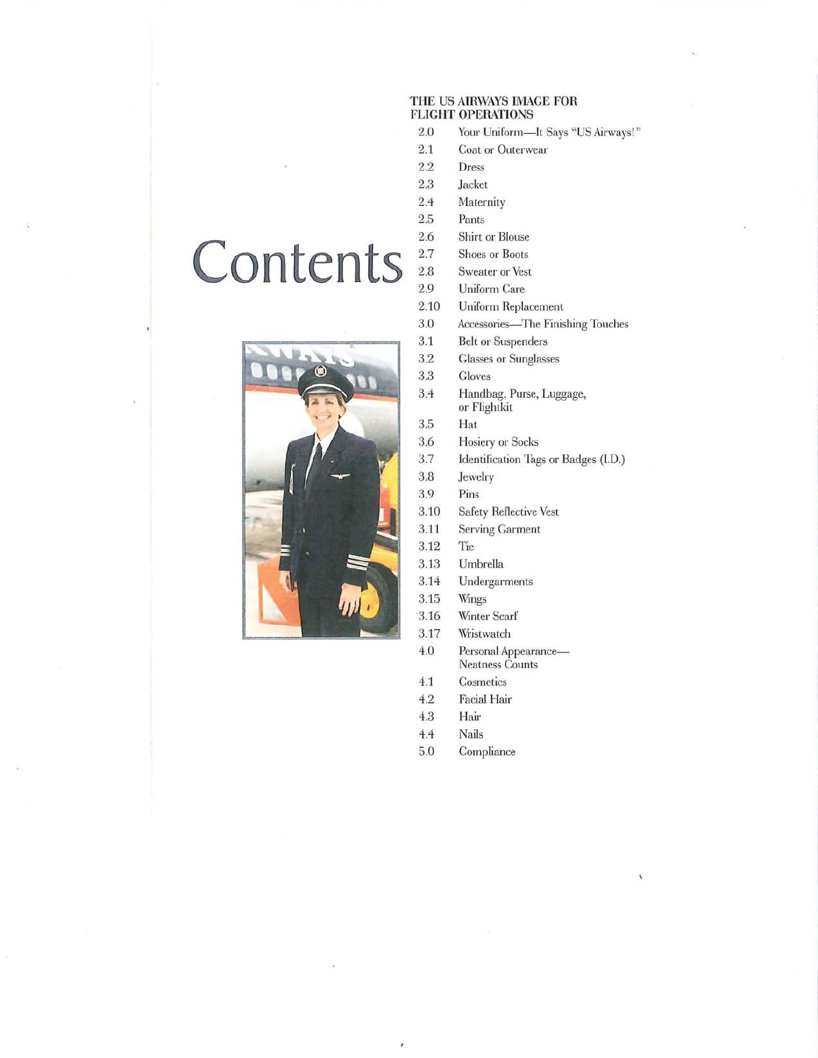# Contents

## THE US AIRWAYS IMAGE FOR FLIGHT OPERATIONS

- 2.0 Your Uniform—It Says "US Airways!"
- 2.1 Coat or Outerwear
- 2.2 Dress
- 2.3 Jacket
- 2.4 Maternity
- 2.5 Pants
- 2.6 Shirt or Blouse
- 2.7 Shoes or Boots
- 2.8 Sweater or Vest
- 2.9 Uniform Care
- 2.10 Uniform Replacement
- 3.0 Accessories—The Finishing Touches
- 3.1 Belt or Suspenders
- 3.2 Glasses or Sunglasses
- 3.3 Gloves
- 3.4 Handbag, Purse, Luggage, or Flightkit
- 3.5 Hat
- 3.6 Hosiery or Socks
- 3.7 Identification Tags or Badges (I.D.)
- 3.8 Jewelry
- 3.9 Pins
- 3.10 Safety Reflective Vest
- 3.11 Serving Garment
- 3.12 Tie
- 3.13 Umbrella
- 3.14 Undergarments
- 3.15 Wings
- 3.16 Winter Scarf
- 3.17 Wristwatch
- 4.0 Personal Appearance—Neatness Counts
- 4.1 Cosmetics
- 4.2 Facial Hair
- 4.3 Hair
- 4.4 Nails
- 5.0 Compliance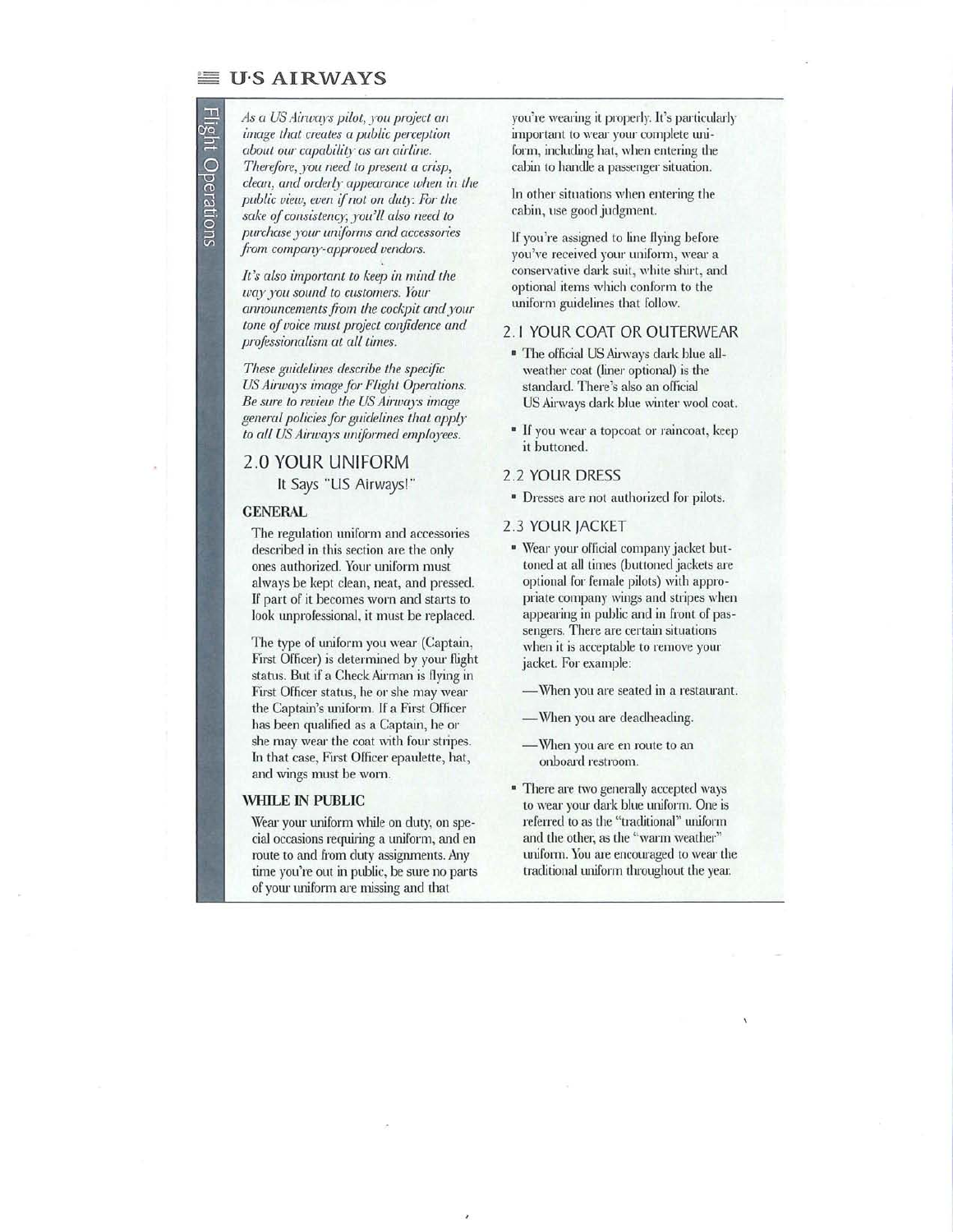*As a US Airways pilot, you project an image that creates a public perception about our capability as an airline. Therefore, you need to present a crisp, clean, and orderly appearance when in the public view, even if not on duty. For the sake of consistency, you'll also need to purchase your uniforms and accessories from company-approved vendors.*

*It's also important to keep in mind the way you sound to customers. Your announcements from the cockpit and your tone of voice must project confidence and professionalism at all times.*

*These guidelines describe the specific US Airways image for Flight Operations. Be sure to review the US Airways image general policies for guidelines that apply to all US Airways uniformed employees.*

## 2.0 YOUR UNIFORM

It Says "US Airways!"

### GENERAL

The regulation uniform and accessories described in this section are the only ones authorized. Your uniform must always be kept clean, neat, and pressed. If part of it becomes worn and starts to look unprofessional, it must be replaced.

The type of uniform you wear (Captain, First Officer) is determined by your flight status. But if a Check Airman is flying in First Officer status, he or she may wear the Captain's uniform. If a First Officer has been qualified as a Captain, he or she may wear the coat with four stripes. In that case, First Officer epaulette, hat, and wings must be worn.

### WHILE IN PUBLIC

Wear your uniform while on duty, on special occasions requiring a uniform, and en route to and from duty assignments. Any time you're out in public, be sure no parts of your uniform are missing and that you're wearing it properly. It's particularly important to wear your complete uniform, including hat, when entering the cabin to handle a passenger situation.

In other situations when entering the cabin, use good judgment.

If you're assigned to line flying before you've received your uniform, wear a conservative dark suit, white shirt, and optional items which conform to the uniform guidelines that follow.

### 2.1 YOUR COAT OR OUTERWEAR

- The official US Airways dark blue all-weather coat (liner optional) is the standard. There's also an official US Airways dark blue winter wool coat.
- If you wear a topcoat or raincoat, keep it buttoned.

### 2.2 YOUR DRESS

- Dresses are not authorized for pilots.

### 2.3 YOUR JACKET

- Wear your official company jacket buttoned at all times (buttoned jackets are optional for female pilots) with appropriate company wings and stripes when appearing in public and in front of passengers. There are certain situations when it is acceptable to remove your jacket. For example:

  —When you are seated in a restaurant.

  —When you are deadheading.

  —When you are en route to an onboard restroom.

- There are two generally accepted ways to wear your dark blue uniform. One is referred to as the "traditional" uniform and the other, as the "warm weather" uniform. You are encouraged to wear the traditional uniform throughout the year.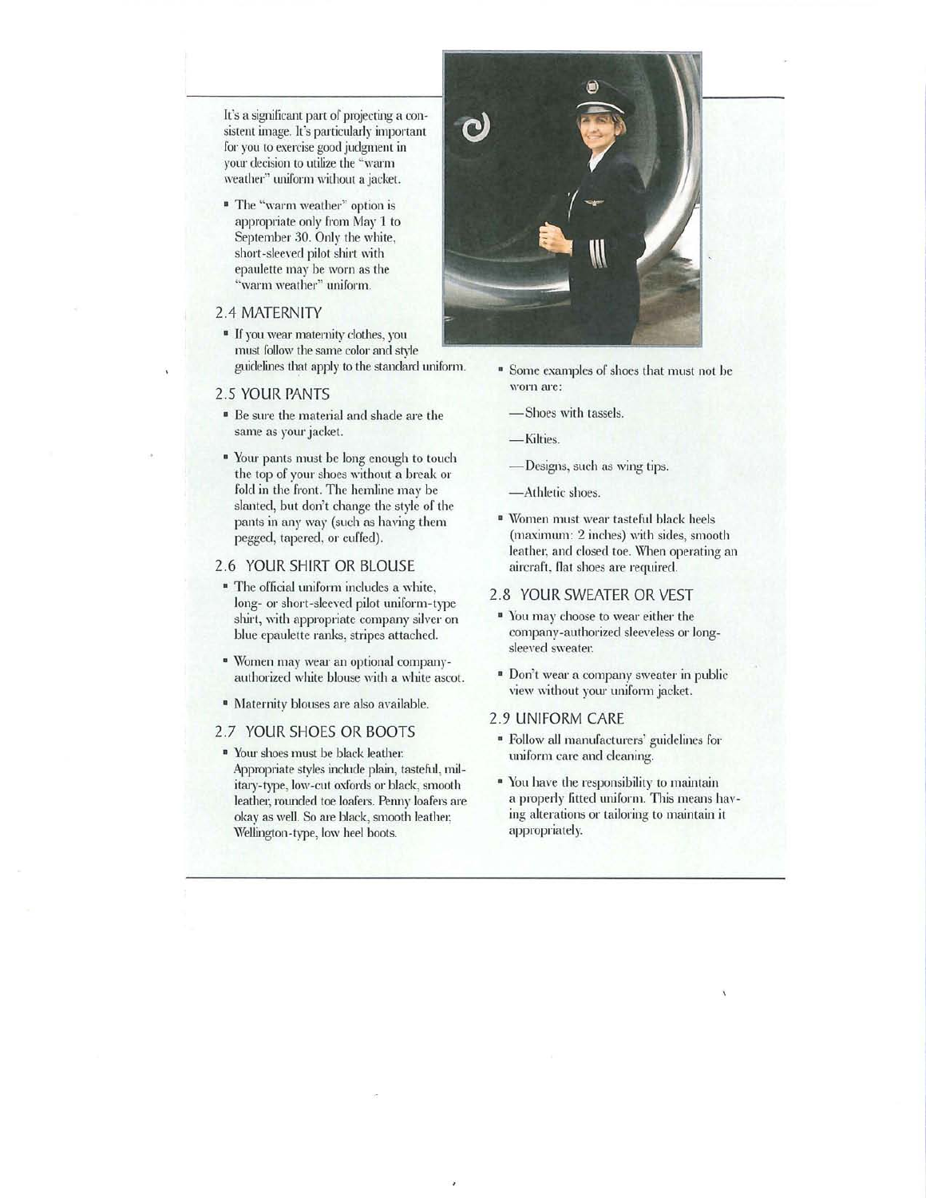It's a significant part of projecting a consistent image. It's particularly important for you to exercise good judgment in your decision to utilize the "warm weather" uniform without a jacket.

- The "warm weather" option is appropriate only from May 1 to September 30. Only the white, short-sleeved pilot shirt with epaulette may be worn as the "warm weather" uniform.

## 2.4 MATERNITY

- If you wear maternity clothes, you must follow the same color and style guidelines that apply to the standard uniform.

## 2.5 YOUR PANTS

- Be sure the material and shade are the same as your jacket.
- Your pants must be long enough to touch the top of your shoes without a break or fold in the front. The hemline may be slanted, but don't change the style of the pants in any way (such as having them pegged, tapered, or cuffed).

## 2.6 YOUR SHIRT OR BLOUSE

- The official uniform includes a white, long- or short-sleeved pilot uniform-type shirt, with appropriate company silver on blue epaulette ranks, stripes attached.
- Women may wear an optional company-authorized white blouse with a white ascot.
- Maternity blouses are also available.

## 2.7 YOUR SHOES OR BOOTS

- Your shoes must be black leather. Appropriate styles include plain, tasteful, military-type, low-cut oxfords or black, smooth leather, rounded toe loafers. Penny loafers are okay as well. So are black, smooth leather, Wellington-type, low heel boots.
- Some examples of shoes that must not be worn are:

  —Shoes with tassels.

  —Kilties.

  —Designs, such as wing tips.

  —Athletic shoes.

- Women must wear tasteful black heels (maximum: 2 inches) with sides, smooth leather, and closed toe. When operating an aircraft, flat shoes are required.

## 2.8 YOUR SWEATER OR VEST

- You may choose to wear either the company-authorized sleeveless or long-sleeved sweater.
- Don't wear a company sweater in public view without your uniform jacket.

## 2.9 UNIFORM CARE

- Follow all manufacturers' guidelines for uniform care and cleaning.
- You have the responsibility to maintain a properly fitted uniform. This means having alterations or tailoring to maintain it appropriately.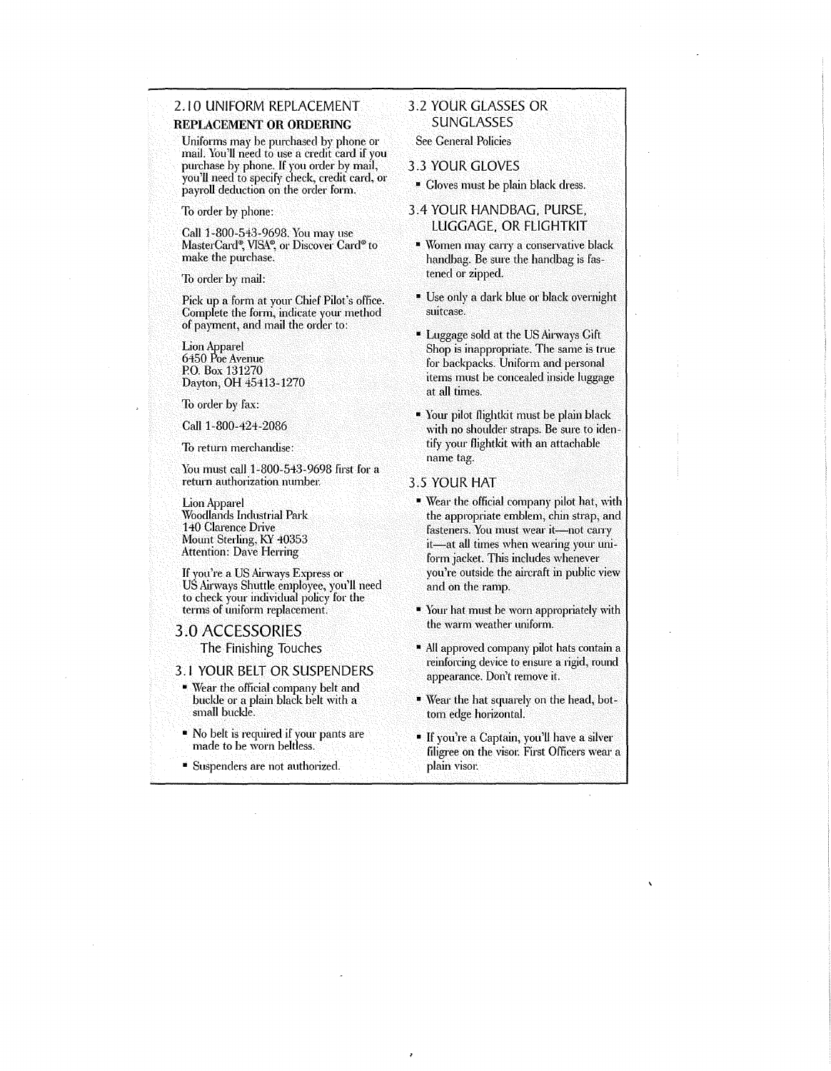## 2.10 UNIFORM REPLACEMENT

**REPLACEMENT OR ORDERING**

Uniforms may be purchased by phone or mail. You'll need to use a credit card if you purchase by phone. If you order by mail, you'll need to specify check, credit card, or payroll deduction on the order form.

To order by phone:

Call 1-800-543-9698. You may use MasterCard®, VISA®, or Discover Card® to make the purchase.

To order by mail:

Pick up a form at your Chief Pilot's office. Complete the form, indicate your method of payment, and mail the order to:

Lion Apparel
6450 Poe Avenue
P.O. Box 131270
Dayton, OH 45413-1270

To order by fax:

Call 1-800-424-2086

To return merchandise:

You must call 1-800-543-9698 first for a return authorization number.

Lion Apparel
Woodlands Industrial Park
140 Clarence Drive
Mount Sterling, KY 40353
Attention: Dave Herring

If you're a US Airways Express or US Airways Shuttle employee, you'll need to check your individual policy for the terms of uniform replacement.

# 3.0 ACCESSORIES

### The Finishing Touches

## 3.1 YOUR BELT OR SUSPENDERS

- Wear the official company belt and buckle or a plain black belt with a small buckle.
- No belt is required if your pants are made to be worn beltless.
- Suspenders are not authorized.

## 3.2 YOUR GLASSES OR SUNGLASSES

See General Policies

## 3.3 YOUR GLOVES

- Gloves must be plain black dress.

## 3.4 YOUR HANDBAG, PURSE, LUGGAGE, OR FLIGHTKIT

- Women may carry a conservative black handbag. Be sure the handbag is fastened or zipped.
- Use only a dark blue or black overnight suitcase.
- Luggage sold at the US Airways Gift Shop is inappropriate. The same is true for backpacks. Uniform and personal items must be concealed inside luggage at all times.
- Your pilot flightkit must be plain black with no shoulder straps. Be sure to identify your flightkit with an attachable name tag.

## 3.5 YOUR HAT

- Wear the official company pilot hat, with the appropriate emblem, chin strap, and fasteners. You must wear it—not carry it—at all times when wearing your uniform jacket. This includes whenever you're outside the aircraft in public view and on the ramp.
- Your hat must be worn appropriately with the warm weather uniform.
- All approved company pilot hats contain a reinforcing device to ensure a rigid, round appearance. Don't remove it.
- Wear the hat squarely on the head, bottom edge horizontal.
- If you're a Captain, you'll have a silver filigree on the visor. First Officers wear a plain visor.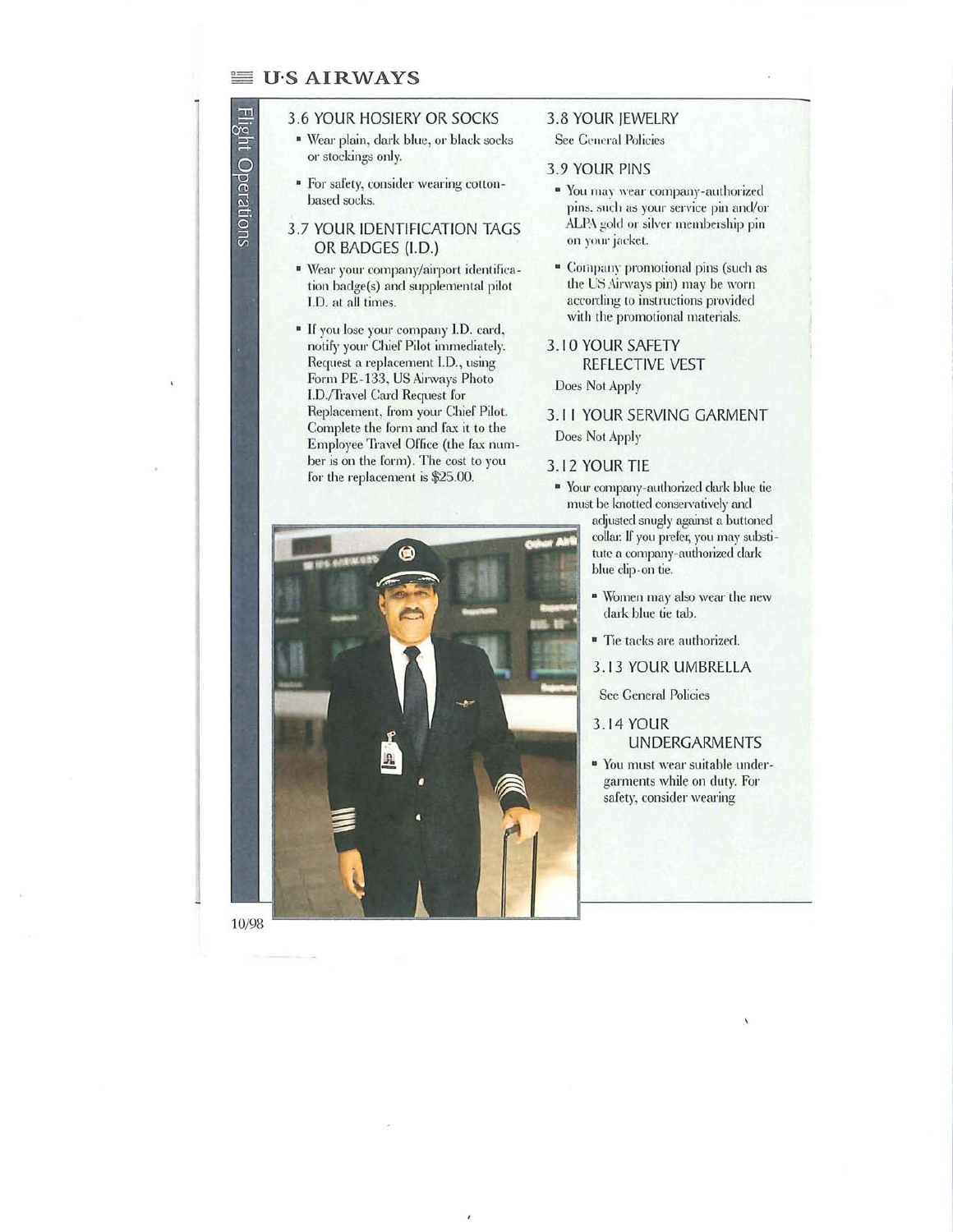### 3.6 YOUR HOSIERY OR SOCKS

- Wear plain, dark blue, or black socks or stockings only.
- For safety, consider wearing cotton-based socks.

### 3.7 YOUR IDENTIFICATION TAGS OR BADGES (I.D.)

- Wear your company/airport identification badge(s) and supplemental pilot I.D. at all times.
- If you lose your company I.D. card, notify your Chief Pilot immediately. Request a replacement I.D., using Form PE-133, US Airways Photo I.D./Travel Card Request for Replacement, from your Chief Pilot. Complete the form and fax it to the Employee Travel Office (the fax number is on the form). The cost to you for the replacement is $25.00.

### 3.8 YOUR JEWELRY

See General Policies

### 3.9 YOUR PINS

- You may wear company-authorized pins, such as your service pin and/or ALPA gold or silver membership pin on your jacket.
- Company promotional pins (such as the US Airways pin) may be worn according to instructions provided with the promotional materials.

### 3.10 YOUR SAFETY REFLECTIVE VEST

Does Not Apply

### 3.11 YOUR SERVING GARMENT

Does Not Apply

### 3.12 YOUR TIE

- Your company-authorized dark blue tie must be knotted conservatively and adjusted snugly against a buttoned collar. If you prefer, you may substitute a company-authorized dark blue clip-on tie.
- Women may also wear the new dark blue tie tab.
- Tie tacks are authorized.

### 3.13 YOUR UMBRELLA

See General Policies

### 3.14 YOUR UNDERGARMENTS

- You must wear suitable undergarments while on duty. For safety, consider wearing

10/98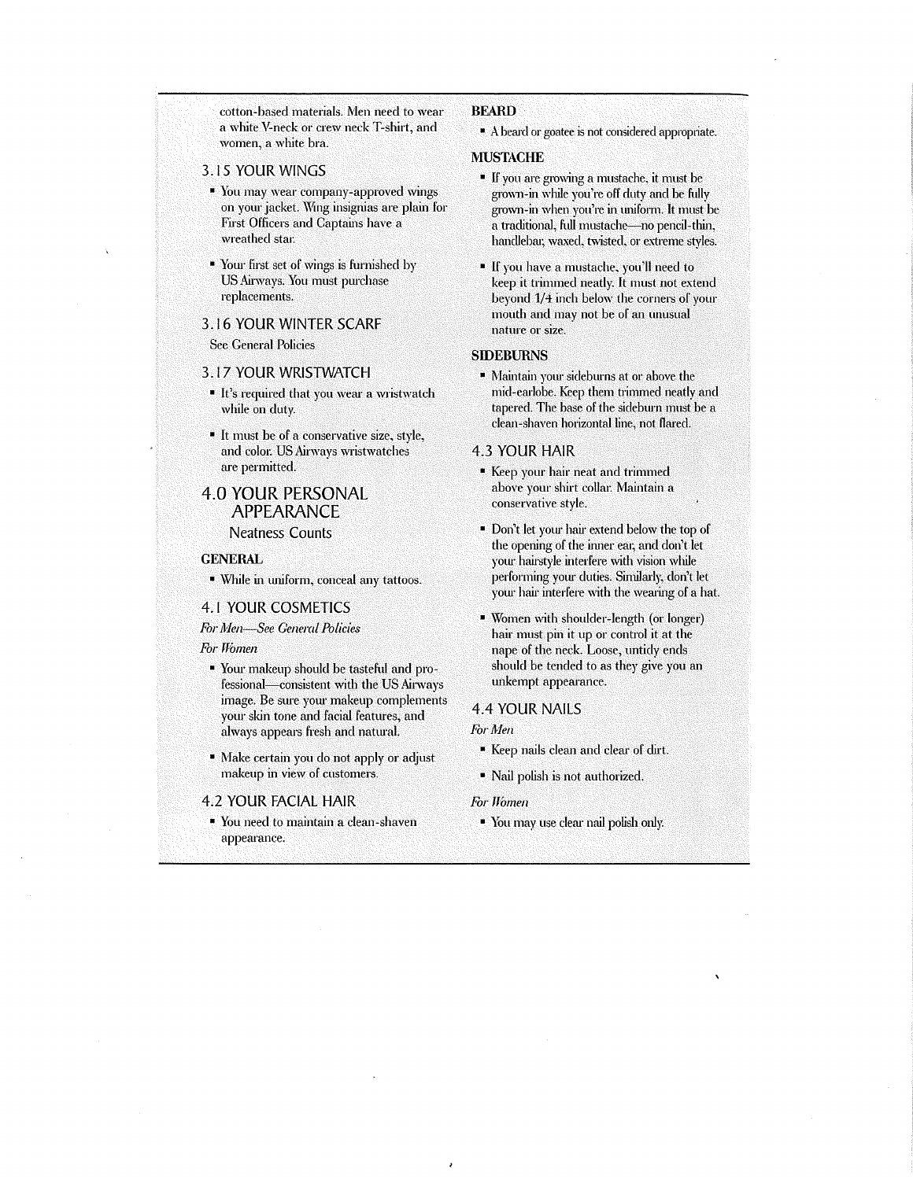cotton-based materials. Men need to wear a white V-neck or crew neck T-shirt, and women, a white bra.

## 3.15 YOUR WINGS

- You may wear company-approved wings on your jacket. Wing insignias are plain for First Officers and Captains have a wreathed star.
- Your first set of wings is furnished by US Airways. You must purchase replacements.

## 3.16 YOUR WINTER SCARF

See General Policies

## 3.17 YOUR WRISTWATCH

- It's required that you wear a wristwatch while on duty.
- It must be of a conservative size, style, and color. US Airways wristwatches are permitted.

# 4.0 YOUR PERSONAL APPEARANCE

Neatness Counts

**GENERAL**

- While in uniform, conceal any tattoos.

## 4.1 YOUR COSMETICS

*For Men—See General Policies*

*For Women*

- Your makeup should be tasteful and professional—consistent with the US Airways image. Be sure your makeup complements your skin tone and facial features, and always appears fresh and natural.
- Make certain you do not apply or adjust makeup in view of customers.

## 4.2 YOUR FACIAL HAIR

- You need to maintain a clean-shaven appearance.

**BEARD**

- A beard or goatee is not considered appropriate.

**MUSTACHE**

- If you are growing a mustache, it must be grown-in while you're off duty and be fully grown-in when you're in uniform. It must be a traditional, full mustache—no pencil-thin, handlebar, waxed, twisted, or extreme styles.
- If you have a mustache, you'll need to keep it trimmed neatly. It must not extend beyond 1/4 inch below the corners of your mouth and may not be of an unusual nature or size.

**SIDEBURNS**

- Maintain your sideburns at or above the mid-earlobe. Keep them trimmed neatly and tapered. The base of the sideburn must be a clean-shaven horizontal line, not flared.

## 4.3 YOUR HAIR

- Keep your hair neat and trimmed above your shirt collar. Maintain a conservative style.
- Don't let your hair extend below the top of the opening of the inner ear, and don't let your hairstyle interfere with vision while performing your duties. Similarly, don't let your hair interfere with the wearing of a hat.
- Women with shoulder-length (or longer) hair must pin it up or control it at the nape of the neck. Loose, untidy ends should be tended to as they give you an unkempt appearance.

## 4.4 YOUR NAILS

*For Men*

- Keep nails clean and clear of dirt.
- Nail polish is not authorized.

*For Women*

- You may use clear nail polish only.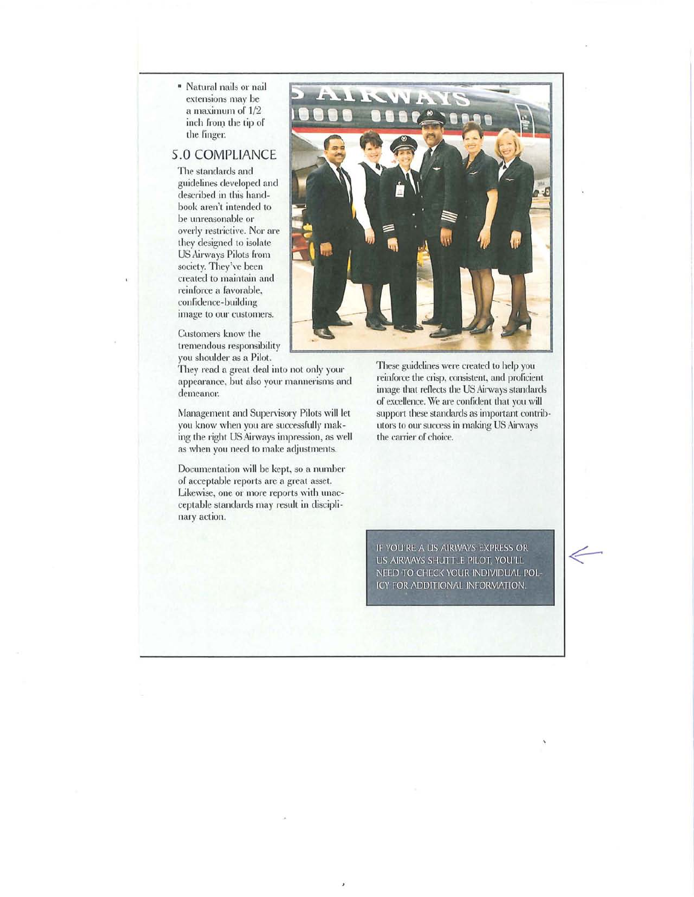- Natural nails or nail extensions may be a maximum of 1/2 inch from the tip of the finger.

## 5.0 COMPLIANCE

The standards and guidelines developed and described in this handbook aren't intended to be unreasonable or overly restrictive. Nor are they designed to isolate US Airways Pilots from society. They've been created to maintain and reinforce a favorable, confidence-building image to our customers.

Customers know the tremendous responsibility you shoulder as a Pilot. They read a great deal into not only your appearance, but also your mannerisms and demeanor.

Management and Supervisory Pilots will let you know when you are successfully making the right US Airways impression, as well as when you need to make adjustments.

Documentation will be kept, so a number of acceptable reports are a great asset. Likewise, one or more reports with unacceptable standards may result in disciplinary action.

These guidelines were created to help you reinforce the crisp, consistent, and proficient image that reflects the US Airways standards of excellence. We are confident that you will support these standards as important contributors to our success in making US Airways the carrier of choice.

IF YOU'RE A US AIRWAYS EXPRESS OR US AIRWAYS SHUTTLE PILOT, YOU'LL NEED TO CHECK YOUR INDIVIDUAL POLICY FOR ADDITIONAL INFORMATION.